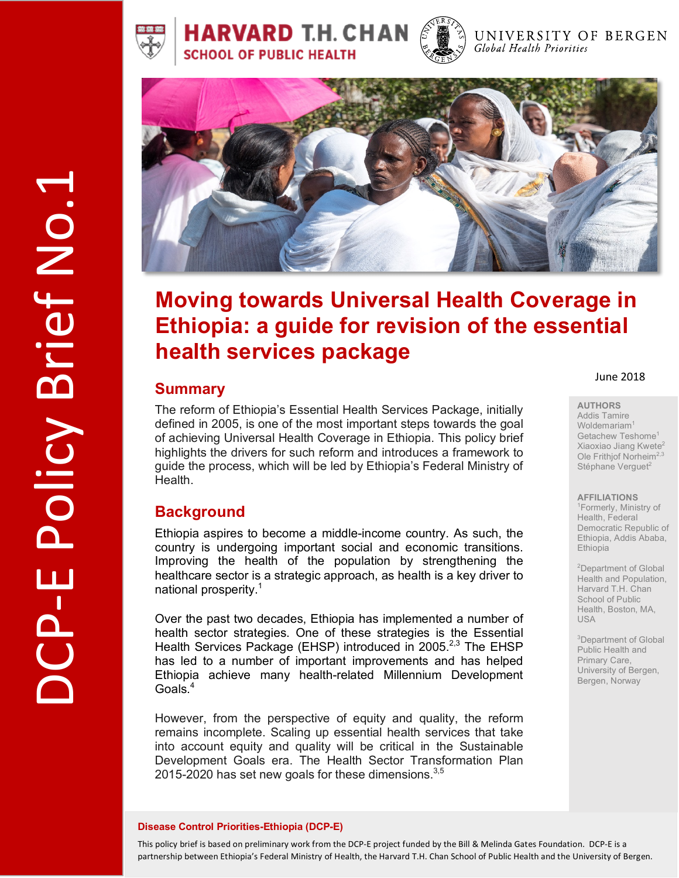DCP-E Policy Brief No.1

# Moving towards Universal Health Coverage in Ethiopia: a guide for revision of the essential health services package

June 2018

**AUTHORS**
Addis Tamire Woldemariam[1]
Getachew Teshome[1]
Xiaoxiao Jiang Kwete[2]
Ole Frithjof Norheim[2,3]
Stéphane Verguet[2]

**AFFILIATIONS**
[1]Formerly, Ministry of Health, Federal Democratic Republic of Ethiopia, Addis Ababa, Ethiopia

[2]Department of Global Health and Population, Harvard T.H. Chan School of Public Health, Boston, MA, USA

[3]Department of Global Public Health and Primary Care, University of Bergen, Bergen, Norway

## Summary

The reform of Ethiopia's Essential Health Services Package, initially defined in 2005, is one of the most important steps towards the goal of achieving Universal Health Coverage in Ethiopia. This policy brief highlights the drivers for such reform and introduces a framework to guide the process, which will be led by Ethiopia's Federal Ministry of Health.

## Background

Ethiopia aspires to become a middle-income country. As such, the country is undergoing important social and economic transitions. Improving the health of the population by strengthening the healthcare sector is a strategic approach, as health is a key driver to national prosperity.[1]

Over the past two decades, Ethiopia has implemented a number of health sector strategies. One of these strategies is the Essential Health Services Package (EHSP) introduced in 2005.[2,3] The EHSP has led to a number of important improvements and has helped Ethiopia achieve many health-related Millennium Development Goals.[4]

However, from the perspective of equity and quality, the reform remains incomplete. Scaling up essential health services that take into account equity and quality will be critical in the Sustainable Development Goals era. The Health Sector Transformation Plan 2015-2020 has set new goals for these dimensions.[3,5]

**Disease Control Priorities-Ethiopia (DCP-E)**

This policy brief is based on preliminary work from the DCP-E project funded by the Bill & Melinda Gates Foundation. DCP-E is a partnership between Ethiopia's Federal Ministry of Health, the Harvard T.H. Chan School of Public Health and the University of Bergen.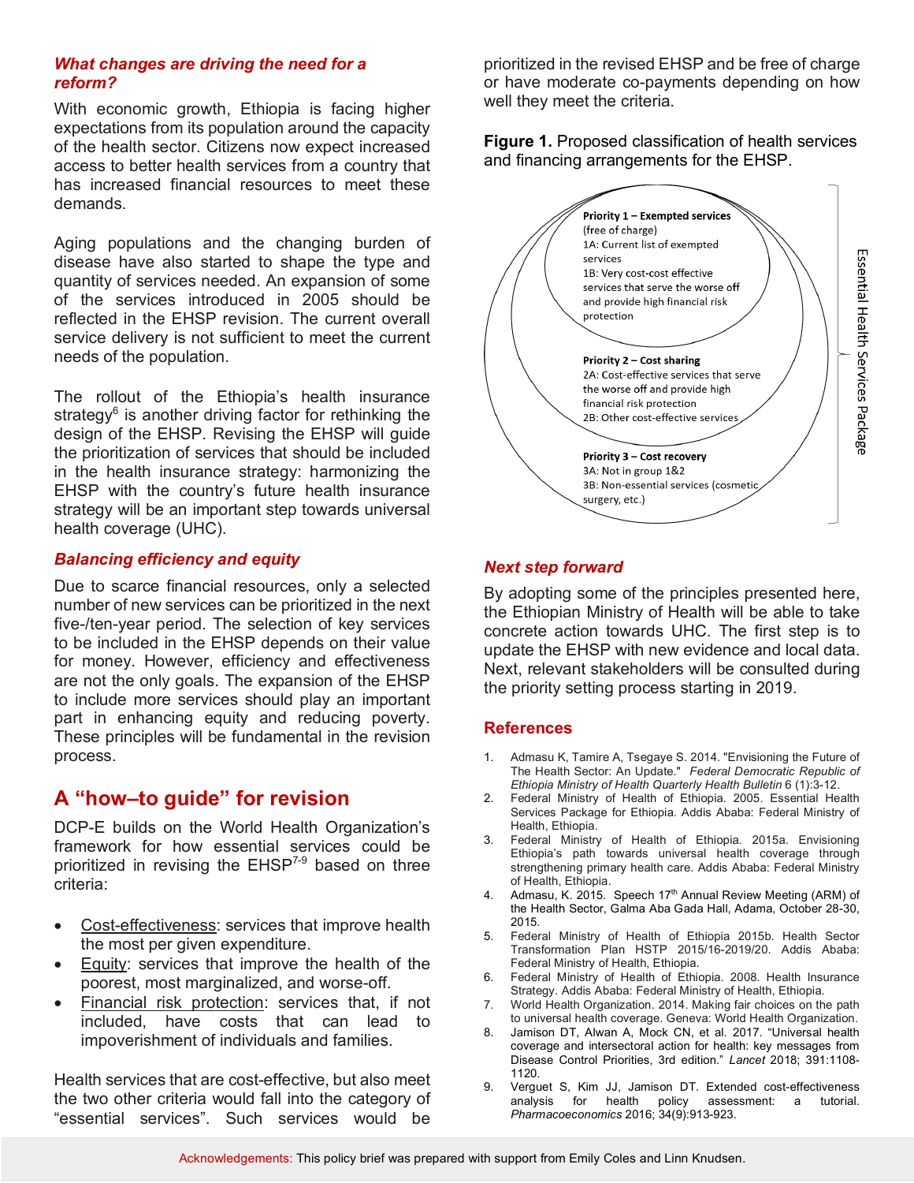### *What changes are driving the need for a reform?*

With economic growth, Ethiopia is facing higher expectations from its population around the capacity of the health sector. Citizens now expect increased access to better health services from a country that has increased financial resources to meet these demands.

Aging populations and the changing burden of disease have also started to shape the type and quantity of services needed. An expansion of some of the services introduced in 2005 should be reflected in the EHSP revision. The current overall service delivery is not sufficient to meet the current needs of the population.

The rollout of the Ethiopia's health insurance strategy[6] is another driving factor for rethinking the design of the EHSP. Revising the EHSP will guide the prioritization of services that should be included in the health insurance strategy: harmonizing the EHSP with the country's future health insurance strategy will be an important step towards universal health coverage (UHC).

### *Balancing efficiency and equity*

Due to scarce financial resources, only a selected number of new services can be prioritized in the next five-/ten-year period. The selection of key services to be included in the EHSP depends on their value for money. However, efficiency and effectiveness are not the only goals. The expansion of the EHSP to include more services should play an important part in enhancing equity and reducing poverty. These principles will be fundamental in the revision process.

## A "how–to guide" for revision

DCP-E builds on the World Health Organization's framework for how essential services could be prioritized in revising the EHSP[7-9] based on three criteria:

- Cost-effectiveness: services that improve health the most per given expenditure.
- Equity: services that improve the health of the poorest, most marginalized, and worse-off.
- Financial risk protection: services that, if not included, have costs that can lead to impoverishment of individuals and families.

Health services that are cost-effective, but also meet the two other criteria would fall into the category of "essential services". Such services would be prioritized in the revised EHSP and be free of charge or have moderate co-payments depending on how well they meet the criteria.

**Figure 1.** Proposed classification of health services and financing arrangements for the EHSP.

**Priority 1 – Exempted services**
(free of charge)
1A: Current list of exempted services
1B: Very cost-cost effective services that serve the worse off and provide high financial risk protection

**Priority 2 – Cost sharing**
2A: Cost-effective services that serve the worse off and provide high financial risk protection
2B: Other cost-effective services

**Priority 3 – Cost recovery**
3A: Not in group 1&2
3B: Non-essential services (cosmetic surgery, etc.)

Essential Health Services Package

### *Next step forward*

By adopting some of the principles presented here, the Ethiopian Ministry of Health will be able to take concrete action towards UHC. The first step is to update the EHSP with new evidence and local data. Next, relevant stakeholders will be consulted during the priority setting process starting in 2019.

### References

1. Admasu K, Tamire A, Tsegaye S. 2014. "Envisioning the Future of The Health Sector: An Update." *Federal Democratic Republic of Ethiopia Ministry of Health Quarterly Health Bulletin* 6 (1):3-12.
2. Federal Ministry of Health of Ethiopia. 2005. Essential Health Services Package for Ethiopia. Addis Ababa: Federal Ministry of Health, Ethiopia.
3. Federal Ministry of Health of Ethiopia. 2015a. Envisioning Ethiopia's path towards universal health coverage through strengthening primary health care. Addis Ababa: Federal Ministry of Health, Ethiopia.
4. Admasu, K. 2015. Speech 17th Annual Review Meeting (ARM) of the Health Sector, Galma Aba Gada Hall, Adama, October 28-30, 2015.
5. Federal Ministry of Health of Ethiopia 2015b. Health Sector Transformation Plan HSTP 2015/16-2019/20. Addis Ababa: Federal Ministry of Health, Ethiopia.
6. Federal Ministry of Health of Ethiopia. 2008. Health Insurance Strategy. Addis Ababa: Federal Ministry of Health, Ethiopia.
7. World Health Organization. 2014. Making fair choices on the path to universal health coverage. Geneva: World Health Organization.
8. Jamison DT, Alwan A, Mock CN, et al. 2017. "Universal health coverage and intersectoral action for health: key messages from Disease Control Priorities, 3rd edition." *Lancet* 2018; 391:1108-1120.
9. Verguet S, Kim JJ, Jamison DT. Extended cost-effectiveness analysis for health policy assessment: a tutorial. *Pharmacoeconomics* 2016; 34(9):913-923.

Acknowledgements: This policy brief was prepared with support from Emily Coles and Linn Knudsen.